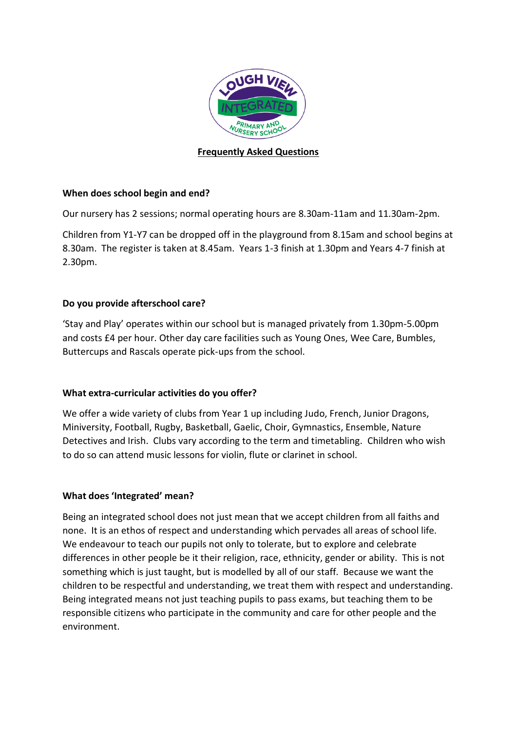# Frequently Asked Questions

### When does school begin and end?

Our nursery has 2 sessions; normal operating hours are 8.30am-11am and 11.30am-2pm.

Children from Y1-Y7 can be dropped off in the playground from 8.15am and school begins at 8.30am. The register is taken at 8.45am. Years 1-3 finish at 1.30pm and Years 4-7 finish at 2.30pm.

### Do you provide afterschool care?

'Stay and Play' operates within our school but is managed privately from 1.30pm-5.00pm and costs £4 per hour. Other day care facilities such as Young Ones, Wee Care, Bumbles, Buttercups and Rascals operate pick-ups from the school.

### What extra-curricular activities do you offer?

We offer a wide variety of clubs from Year 1 up including Judo, French, Junior Dragons, Miniversity, Football, Rugby, Basketball, Gaelic, Choir, Gymnastics, Ensemble, Nature Detectives and Irish. Clubs vary according to the term and timetabling. Children who wish to do so can attend music lessons for violin, flute or clarinet in school.

### What does 'Integrated' mean?

Being an integrated school does not just mean that we accept children from all faiths and none. It is an ethos of respect and understanding which pervades all areas of school life. We endeavour to teach our pupils not only to tolerate, but to explore and celebrate differences in other people be it their religion, race, ethnicity, gender or ability. This is not something which is just taught, but is modelled by all of our staff. Because we want the children to be respectful and understanding, we treat them with respect and understanding. Being integrated means not just teaching pupils to pass exams, but teaching them to be responsible citizens who participate in the community and care for other people and the environment.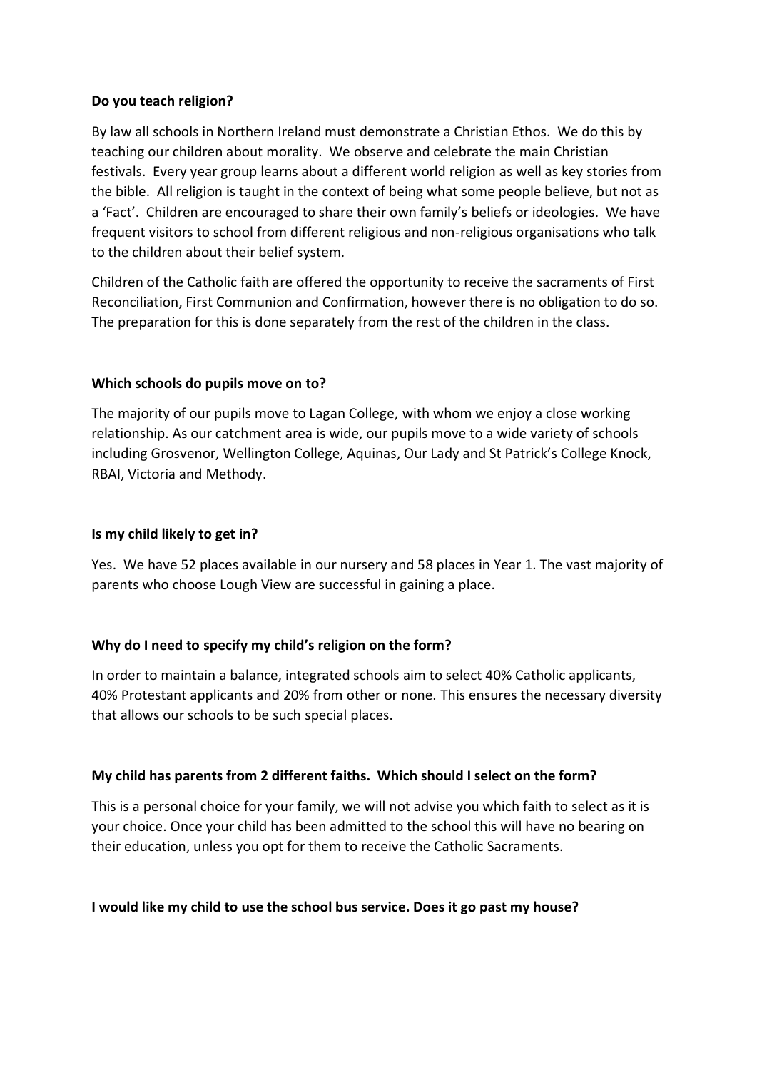**Do you teach religion?**

By law all schools in Northern Ireland must demonstrate a Christian Ethos. We do this by teaching our children about morality. We observe and celebrate the main Christian festivals. Every year group learns about a different world religion as well as key stories from the bible. All religion is taught in the context of being what some people believe, but not as a 'Fact'. Children are encouraged to share their own family's beliefs or ideologies. We have frequent visitors to school from different religious and non-religious organisations who talk to the children about their belief system.

Children of the Catholic faith are offered the opportunity to receive the sacraments of First Reconciliation, First Communion and Confirmation, however there is no obligation to do so. The preparation for this is done separately from the rest of the children in the class.

**Which schools do pupils move on to?**

The majority of our pupils move to Lagan College, with whom we enjoy a close working relationship. As our catchment area is wide, our pupils move to a wide variety of schools including Grosvenor, Wellington College, Aquinas, Our Lady and St Patrick's College Knock, RBAI, Victoria and Methody.

**Is my child likely to get in?**

Yes. We have 52 places available in our nursery and 58 places in Year 1. The vast majority of parents who choose Lough View are successful in gaining a place.

**Why do I need to specify my child's religion on the form?**

In order to maintain a balance, integrated schools aim to select 40% Catholic applicants, 40% Protestant applicants and 20% from other or none. This ensures the necessary diversity that allows our schools to be such special places.

**My child has parents from 2 different faiths. Which should I select on the form?**

This is a personal choice for your family, we will not advise you which faith to select as it is your choice. Once your child has been admitted to the school this will have no bearing on their education, unless you opt for them to receive the Catholic Sacraments.

**I would like my child to use the school bus service. Does it go past my house?**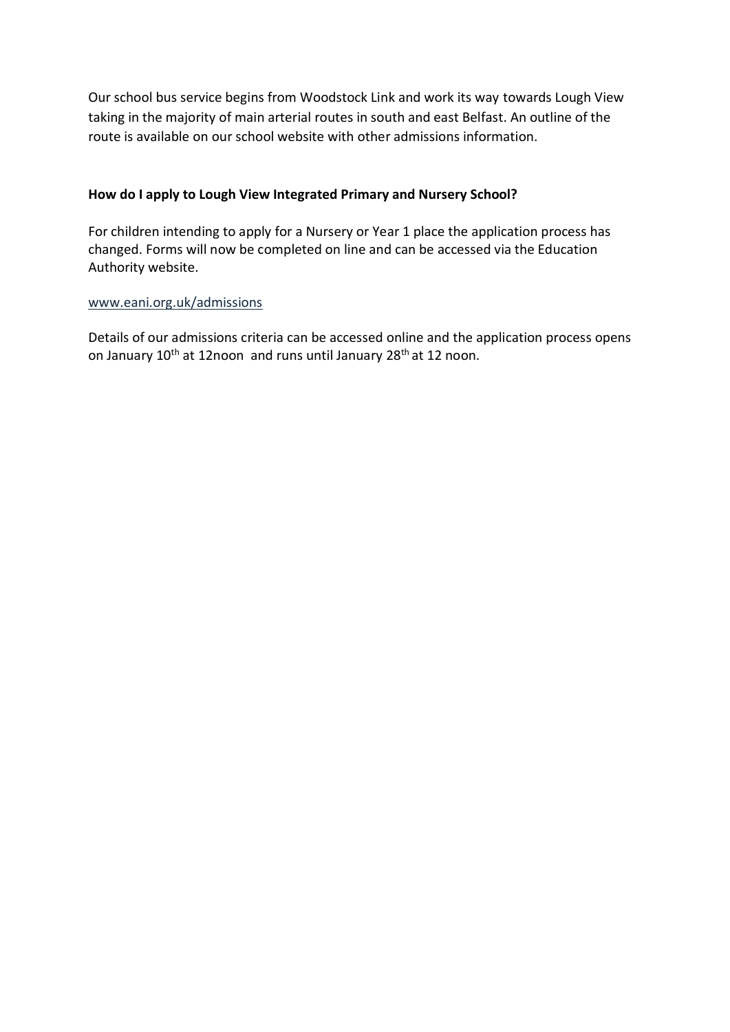Our school bus service begins from Woodstock Link and work its way towards Lough View taking in the majority of main arterial routes in south and east Belfast. An outline of the route is available on our school website with other admissions information.

**How do I apply to Lough View Integrated Primary and Nursery School?**

For children intending to apply for a Nursery or Year 1 place the application process has changed. Forms will now be completed on line and can be accessed via the Education Authority website.

www.eani.org.uk/admissions

Details of our admissions criteria can be accessed online and the application process opens on January 10th at 12noon and runs until January 28th at 12 noon.